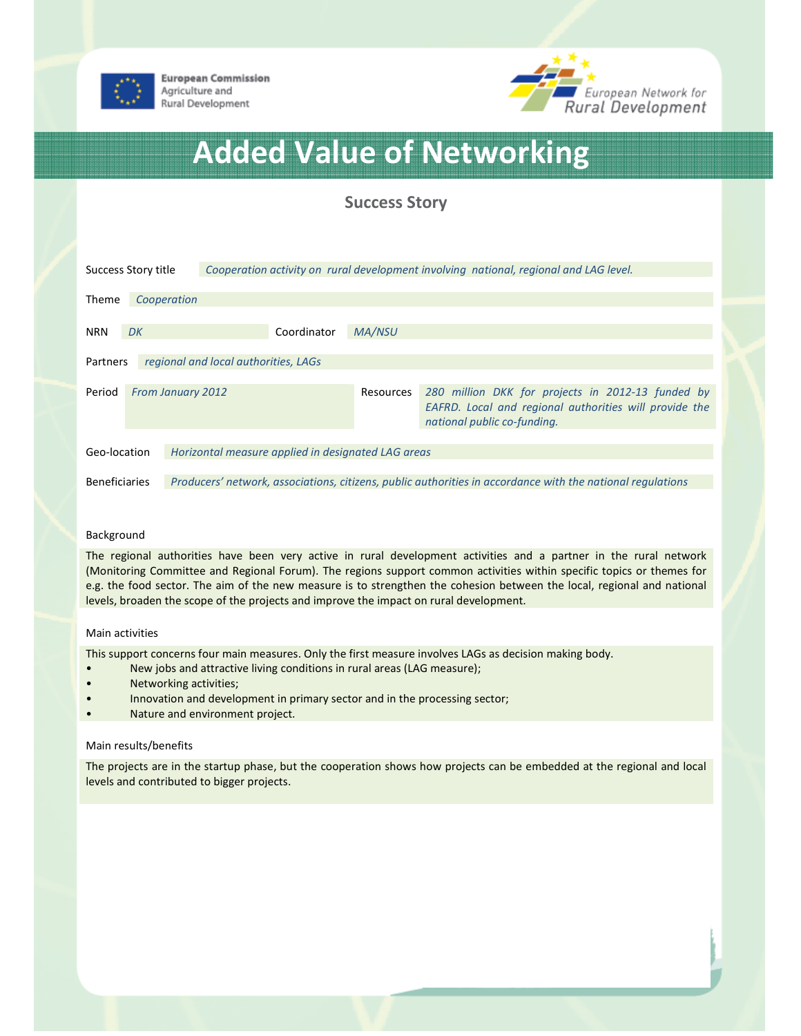European Commission
Agriculture and
Rural Development

European Network for
Rural Development

# Added Value of Networking

## Success Story

| | |
|---|---|
| Success Story title | *Cooperation activity on rural development involving national, regional and LAG level.* |
| Theme | *Cooperation* |
| NRN | *DK* |
| Coordinator | *MA/NSU* |
| Partners | *regional and local authorities, LAGs* |
| Period | *From January 2012* |
| Resources | *280 million DKK for projects in 2012-13 funded by EAFRD. Local and regional authorities will provide the national public co-funding.* |
| Geo-location | *Horizontal measure applied in designated LAG areas* |
| Beneficiaries | *Producers' network, associations, citizens, public authorities in accordance with the national regulations* |

### Background

The regional authorities have been very active in rural development activities and a partner in the rural network (Monitoring Committee and Regional Forum). The regions support common activities within specific topics or themes for e.g. the food sector. The aim of the new measure is to strengthen the cohesion between the local, regional and national levels, broaden the scope of the projects and improve the impact on rural development.

### Main activities

This support concerns four main measures. Only the first measure involves LAGs as decision making body.

- New jobs and attractive living conditions in rural areas (LAG measure);
- Networking activities;
- Innovation and development in primary sector and in the processing sector;
- Nature and environment project.

### Main results/benefits

The projects are in the startup phase, but the cooperation shows how projects can be embedded at the regional and local levels and contributed to bigger projects.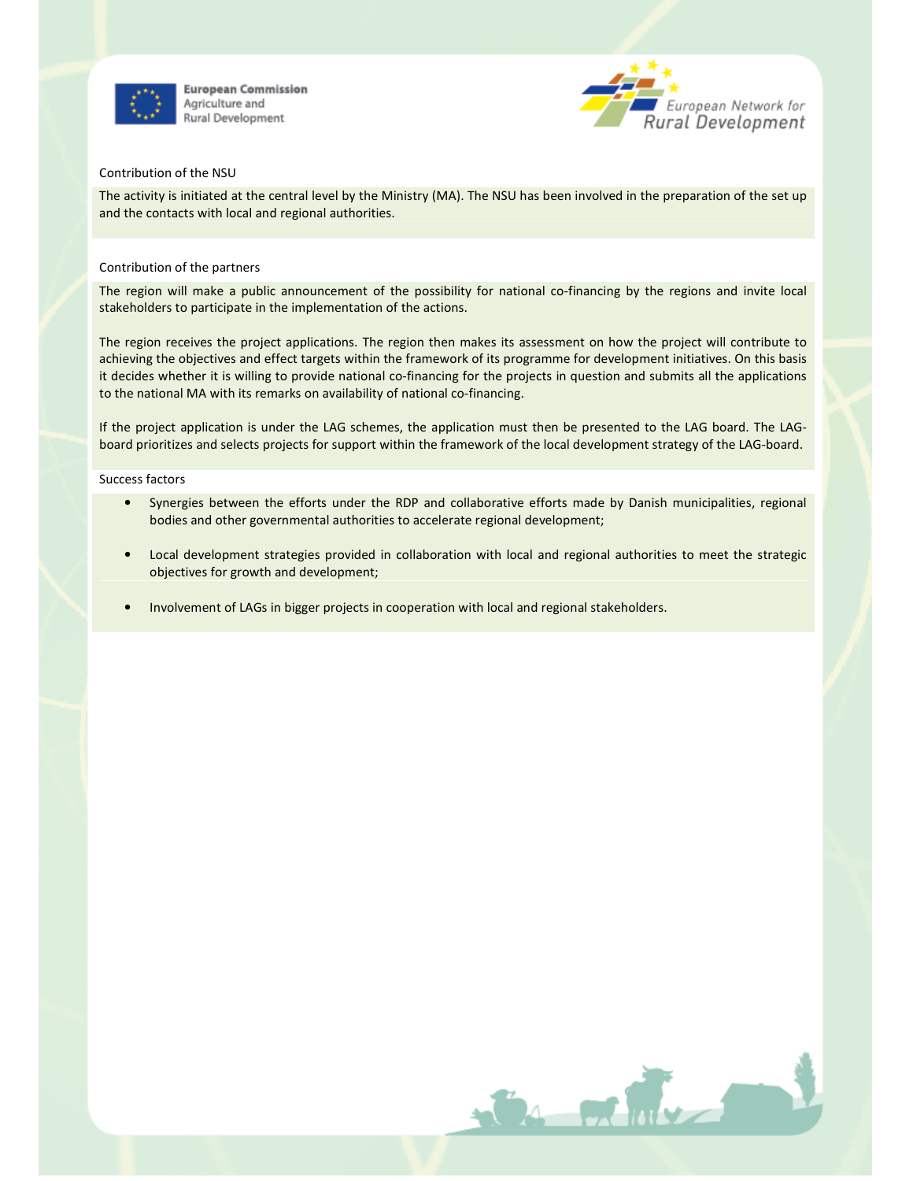### Contribution of the NSU

The activity is initiated at the central level by the Ministry (MA). The NSU has been involved in the preparation of the set up and the contacts with local and regional authorities.

### Contribution of the partners

The region will make a public announcement of the possibility for national co-financing by the regions and invite local stakeholders to participate in the implementation of the actions.

The region receives the project applications. The region then makes its assessment on how the project will contribute to achieving the objectives and effect targets within the framework of its programme for development initiatives. On this basis it decides whether it is willing to provide national co-financing for the projects in question and submits all the applications to the national MA with its remarks on availability of national co-financing.

If the project application is under the LAG schemes, the application must then be presented to the LAG board. The LAG-board prioritizes and selects projects for support within the framework of the local development strategy of the LAG-board.

### Success factors

- Synergies between the efforts under the RDP and collaborative efforts made by Danish municipalities, regional bodies and other governmental authorities to accelerate regional development;
- Local development strategies provided in collaboration with local and regional authorities to meet the strategic objectives for growth and development;
- Involvement of LAGs in bigger projects in cooperation with local and regional stakeholders.